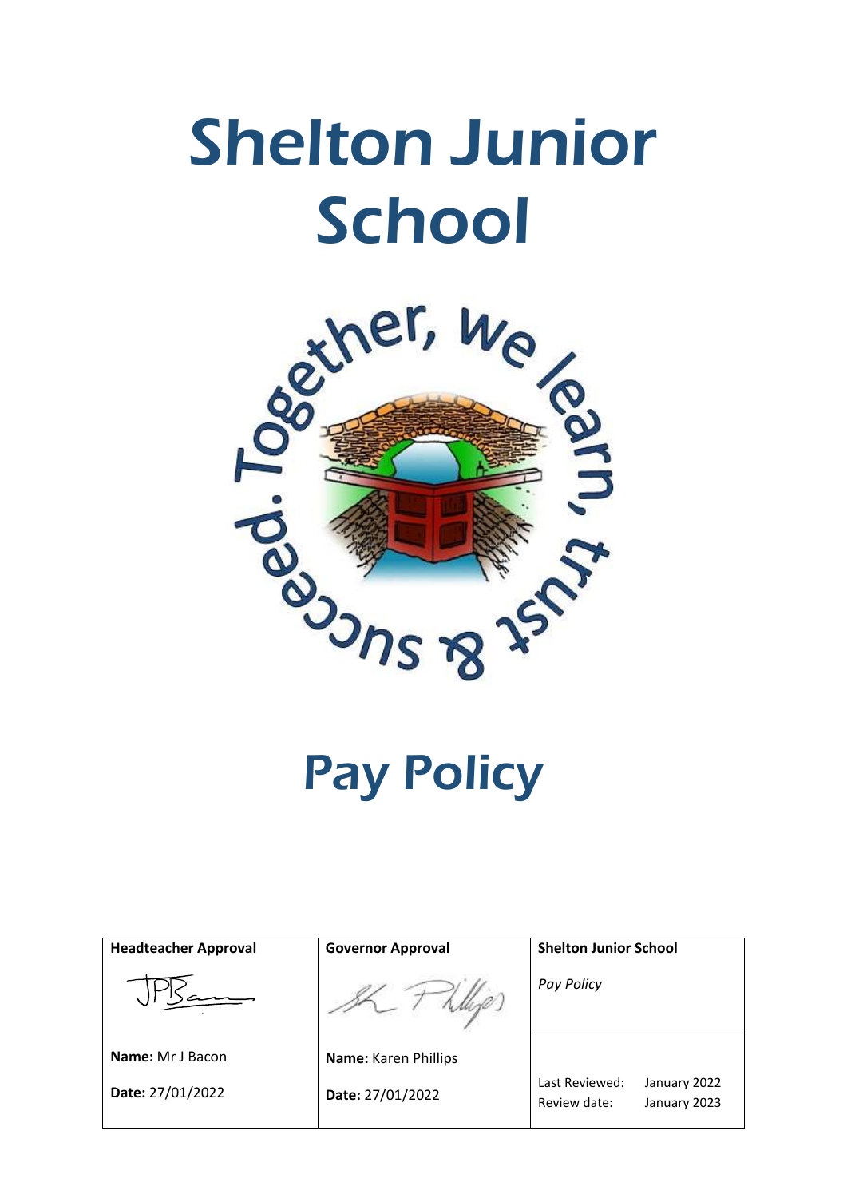# Shelton Junior School

# Pay Policy

| Headteacher Approval | Governor Approval | Shelton Junior School |
|---|---|---|
| | | *Pay Policy* |
| **Name:** Mr J Bacon<br>**Date:** 27/01/2022 | **Name:** Karen Phillips<br>**Date:** 27/01/2022 | Last Reviewed: January 2022<br>Review date: January 2023 |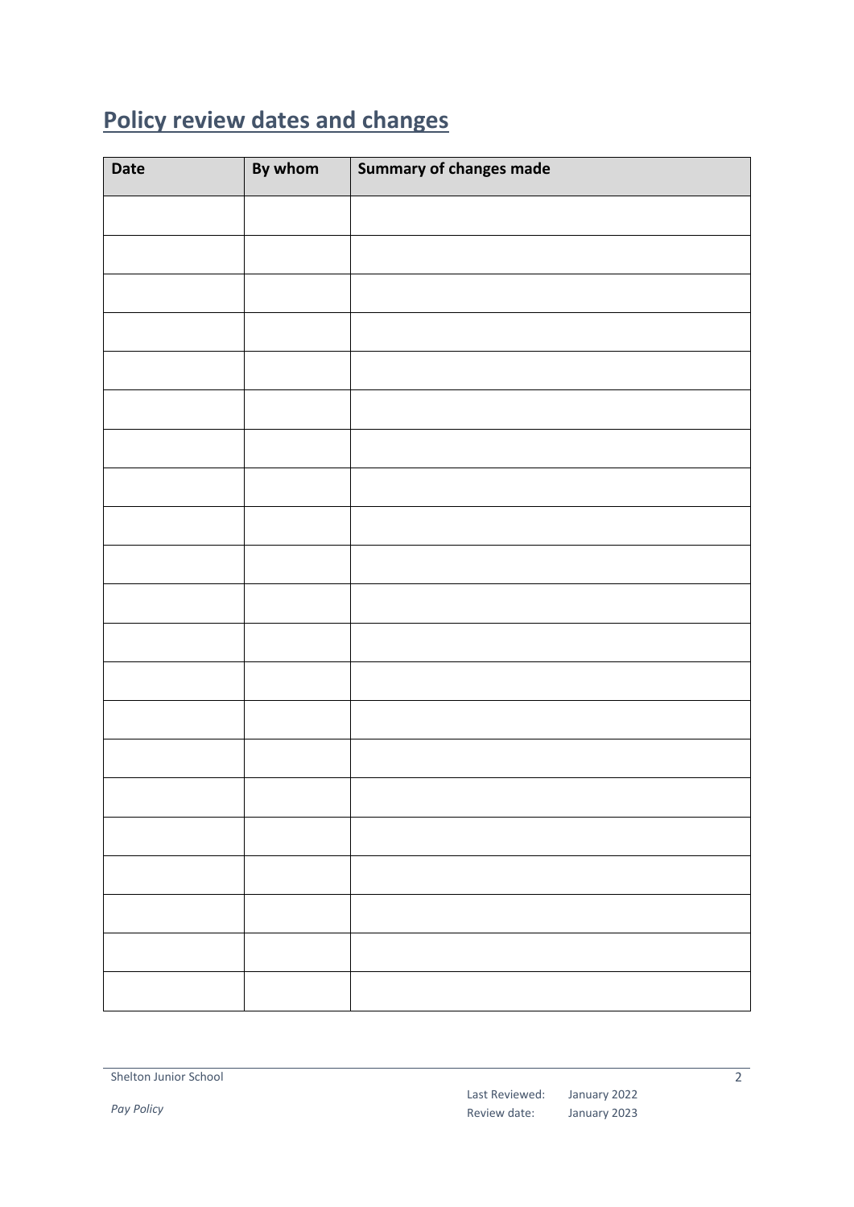## Policy review dates and changes

| Date | By whom | Summary of changes made |
|---|---|---|
| | | |
| | | |
| | | |
| | | |
| | | |
| | | |
| | | |
| | | |
| | | |
| | | |
| | | |
| | | |
| | | |
| | | |
| | | |
| | | |
| | | |
| | | |
| | | |
| | | |
| | | |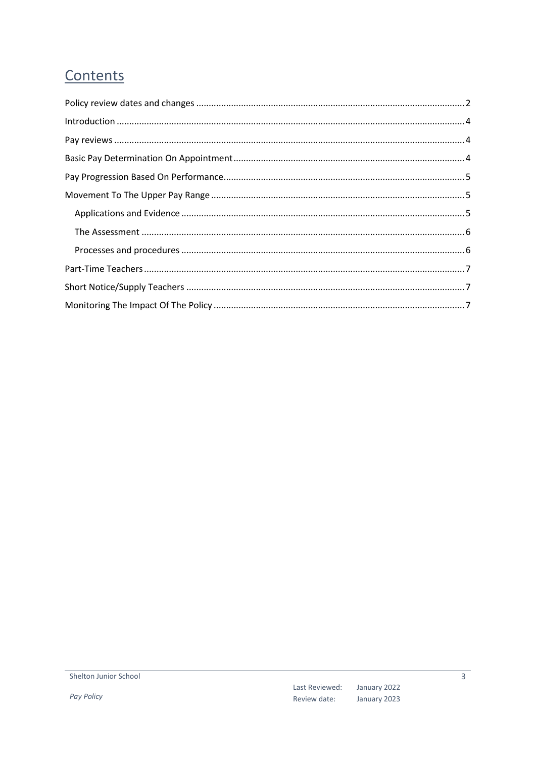# Contents

Policy review dates and changes ........................................................................................................ 2
Introduction .......................................................................................................................................... 4
Pay reviews ........................................................................................................................................... 4
Basic Pay Determination On Appointment ........................................................................................ 4
Pay Progression Based On Performance ............................................................................................. 5
Movement To The Upper Pay Range .................................................................................................. 5
- Applications and Evidence ............................................................................................................. 5
- The Assessment ............................................................................................................................. 6
- Processes and procedures ............................................................................................................. 6

Part-Time Teachers .............................................................................................................................. 7
Short Notice/Supply Teachers ............................................................................................................. 7
Monitoring The Impact Of The Policy ................................................................................................. 7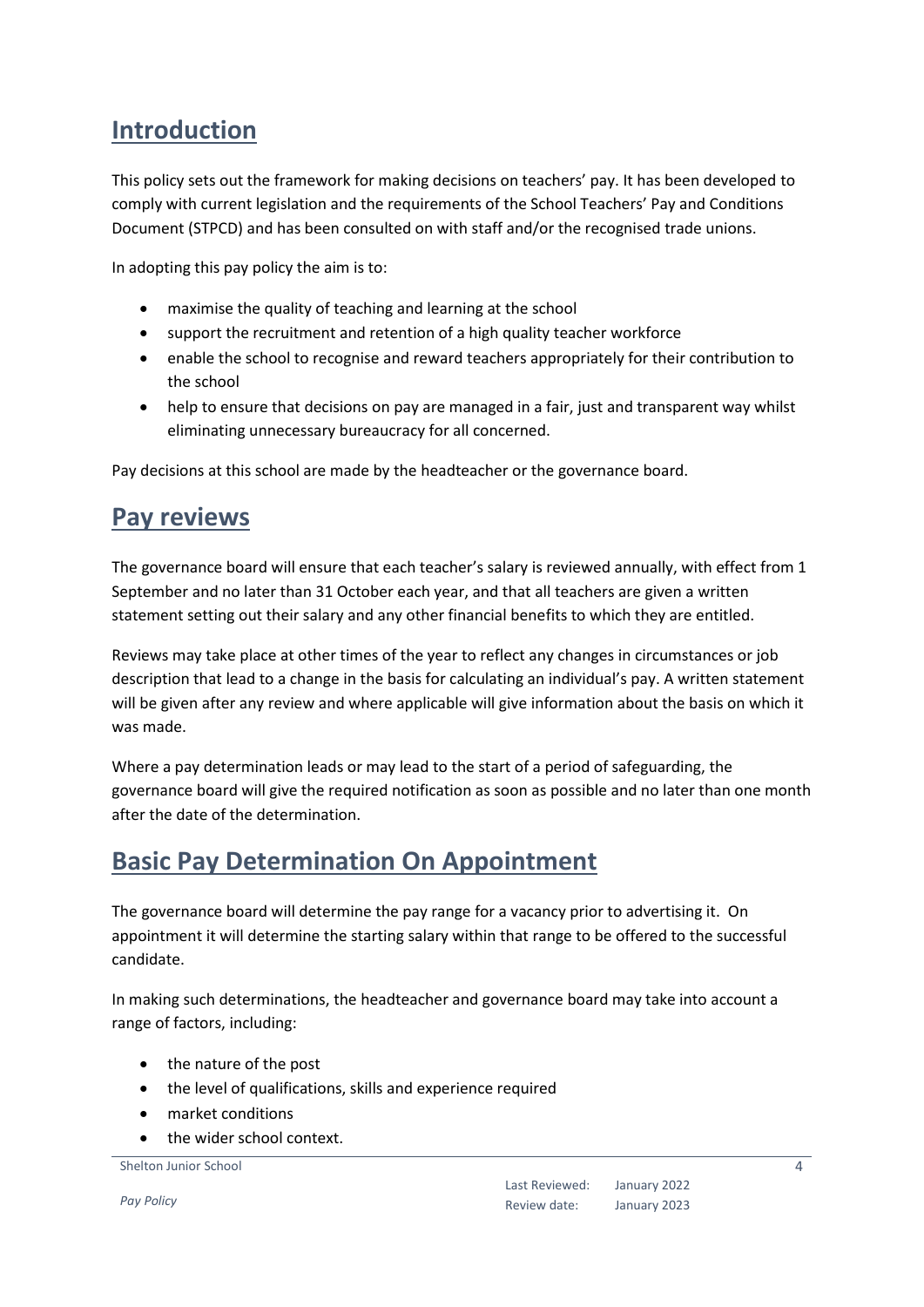## Introduction

This policy sets out the framework for making decisions on teachers' pay. It has been developed to comply with current legislation and the requirements of the School Teachers' Pay and Conditions Document (STPCD) and has been consulted on with staff and/or the recognised trade unions.

In adopting this pay policy the aim is to:

- maximise the quality of teaching and learning at the school
- support the recruitment and retention of a high quality teacher workforce
- enable the school to recognise and reward teachers appropriately for their contribution to the school
- help to ensure that decisions on pay are managed in a fair, just and transparent way whilst eliminating unnecessary bureaucracy for all concerned.

Pay decisions at this school are made by the headteacher or the governance board.

## Pay reviews

The governance board will ensure that each teacher's salary is reviewed annually, with effect from 1 September and no later than 31 October each year, and that all teachers are given a written statement setting out their salary and any other financial benefits to which they are entitled.

Reviews may take place at other times of the year to reflect any changes in circumstances or job description that lead to a change in the basis for calculating an individual's pay. A written statement will be given after any review and where applicable will give information about the basis on which it was made.

Where a pay determination leads or may lead to the start of a period of safeguarding, the governance board will give the required notification as soon as possible and no later than one month after the date of the determination.

## Basic Pay Determination On Appointment

The governance board will determine the pay range for a vacancy prior to advertising it. On appointment it will determine the starting salary within that range to be offered to the successful candidate.

In making such determinations, the headteacher and governance board may take into account a range of factors, including:

- the nature of the post
- the level of qualifications, skills and experience required
- market conditions
- the wider school context.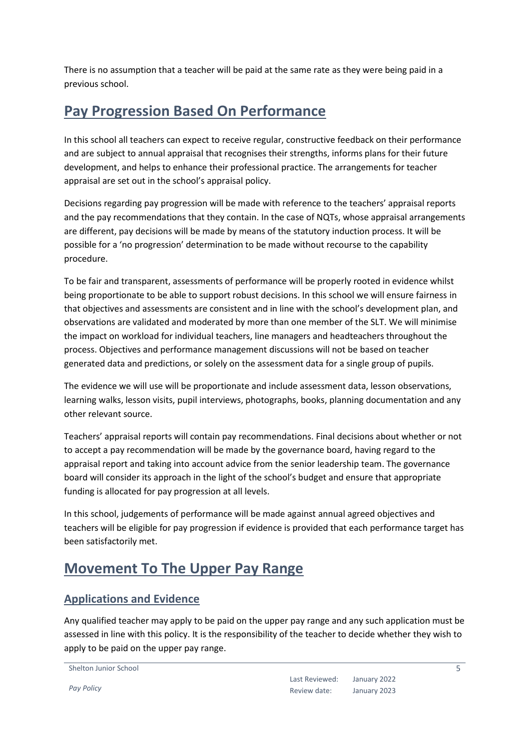There is no assumption that a teacher will be paid at the same rate as they were being paid in a previous school.

# Pay Progression Based On Performance

In this school all teachers can expect to receive regular, constructive feedback on their performance and are subject to annual appraisal that recognises their strengths, informs plans for their future development, and helps to enhance their professional practice. The arrangements for teacher appraisal are set out in the school's appraisal policy.

Decisions regarding pay progression will be made with reference to the teachers' appraisal reports and the pay recommendations that they contain. In the case of NQTs, whose appraisal arrangements are different, pay decisions will be made by means of the statutory induction process. It will be possible for a 'no progression' determination to be made without recourse to the capability procedure.

To be fair and transparent, assessments of performance will be properly rooted in evidence whilst being proportionate to be able to support robust decisions. In this school we will ensure fairness in that objectives and assessments are consistent and in line with the school's development plan, and observations are validated and moderated by more than one member of the SLT. We will minimise the impact on workload for individual teachers, line managers and headteachers throughout the process. Objectives and performance management discussions will not be based on teacher generated data and predictions, or solely on the assessment data for a single group of pupils.

The evidence we will use will be proportionate and include assessment data, lesson observations, learning walks, lesson visits, pupil interviews, photographs, books, planning documentation and any other relevant source.

Teachers' appraisal reports will contain pay recommendations. Final decisions about whether or not to accept a pay recommendation will be made by the governance board, having regard to the appraisal report and taking into account advice from the senior leadership team. The governance board will consider its approach in the light of the school's budget and ensure that appropriate funding is allocated for pay progression at all levels.

In this school, judgements of performance will be made against annual agreed objectives and teachers will be eligible for pay progression if evidence is provided that each performance target has been satisfactorily met.

# Movement To The Upper Pay Range

## Applications and Evidence

Any qualified teacher may apply to be paid on the upper pay range and any such application must be assessed in line with this policy. It is the responsibility of the teacher to decide whether they wish to apply to be paid on the upper pay range.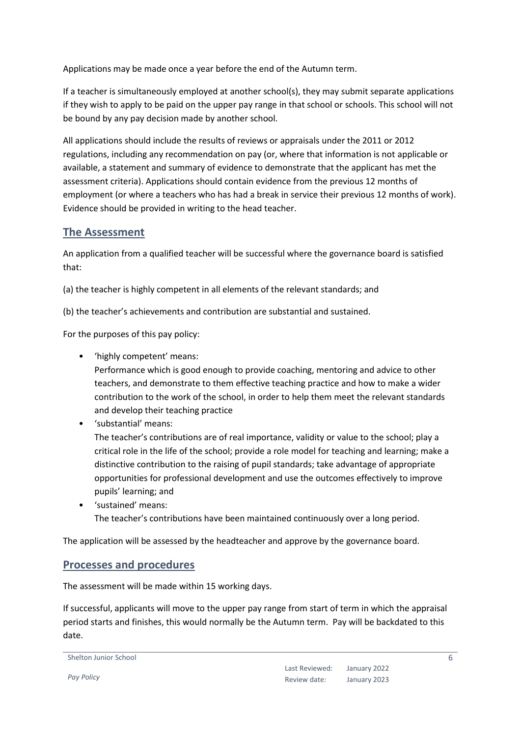Applications may be made once a year before the end of the Autumn term.

If a teacher is simultaneously employed at another school(s), they may submit separate applications if they wish to apply to be paid on the upper pay range in that school or schools. This school will not be bound by any pay decision made by another school.

All applications should include the results of reviews or appraisals under the 2011 or 2012 regulations, including any recommendation on pay (or, where that information is not applicable or available, a statement and summary of evidence to demonstrate that the applicant has met the assessment criteria). Applications should contain evidence from the previous 12 months of employment (or where a teachers who has had a break in service their previous 12 months of work). Evidence should be provided in writing to the head teacher.

## The Assessment

An application from a qualified teacher will be successful where the governance board is satisfied that:

(a) the teacher is highly competent in all elements of the relevant standards; and

(b) the teacher's achievements and contribution are substantial and sustained.

For the purposes of this pay policy:

- 'highly competent' means:
  Performance which is good enough to provide coaching, mentoring and advice to other teachers, and demonstrate to them effective teaching practice and how to make a wider contribution to the work of the school, in order to help them meet the relevant standards and develop their teaching practice
- 'substantial' means:
  The teacher's contributions are of real importance, validity or value to the school; play a critical role in the life of the school; provide a role model for teaching and learning; make a distinctive contribution to the raising of pupil standards; take advantage of appropriate opportunities for professional development and use the outcomes effectively to improve pupils' learning; and
- 'sustained' means:
  The teacher's contributions have been maintained continuously over a long period.

The application will be assessed by the headteacher and approve by the governance board.

## Processes and procedures

The assessment will be made within 15 working days.

If successful, applicants will move to the upper pay range from start of term in which the appraisal period starts and finishes, this would normally be the Autumn term. Pay will be backdated to this date.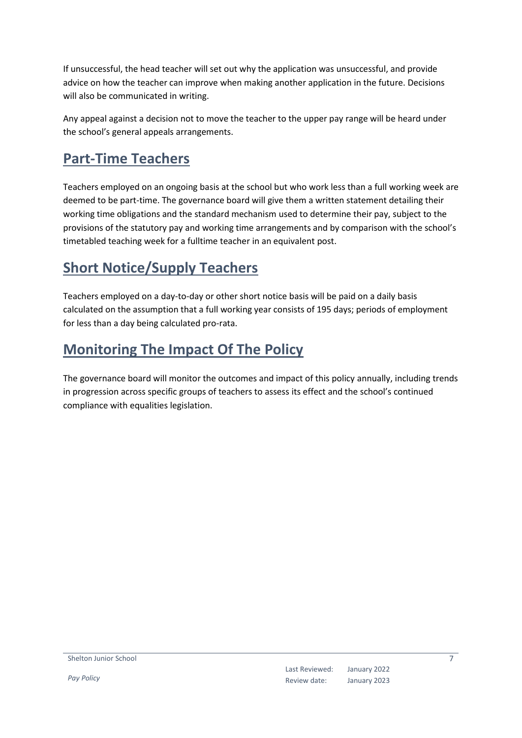If unsuccessful, the head teacher will set out why the application was unsuccessful, and provide advice on how the teacher can improve when making another application in the future. Decisions will also be communicated in writing.

Any appeal against a decision not to move the teacher to the upper pay range will be heard under the school's general appeals arrangements.

## Part-Time Teachers

Teachers employed on an ongoing basis at the school but who work less than a full working week are deemed to be part-time. The governance board will give them a written statement detailing their working time obligations and the standard mechanism used to determine their pay, subject to the provisions of the statutory pay and working time arrangements and by comparison with the school's timetabled teaching week for a fulltime teacher in an equivalent post.

## Short Notice/Supply Teachers

Teachers employed on a day-to-day or other short notice basis will be paid on a daily basis calculated on the assumption that a full working year consists of 195 days; periods of employment for less than a day being calculated pro-rata.

## Monitoring The Impact Of The Policy

The governance board will monitor the outcomes and impact of this policy annually, including trends in progression across specific groups of teachers to assess its effect and the school's continued compliance with equalities legislation.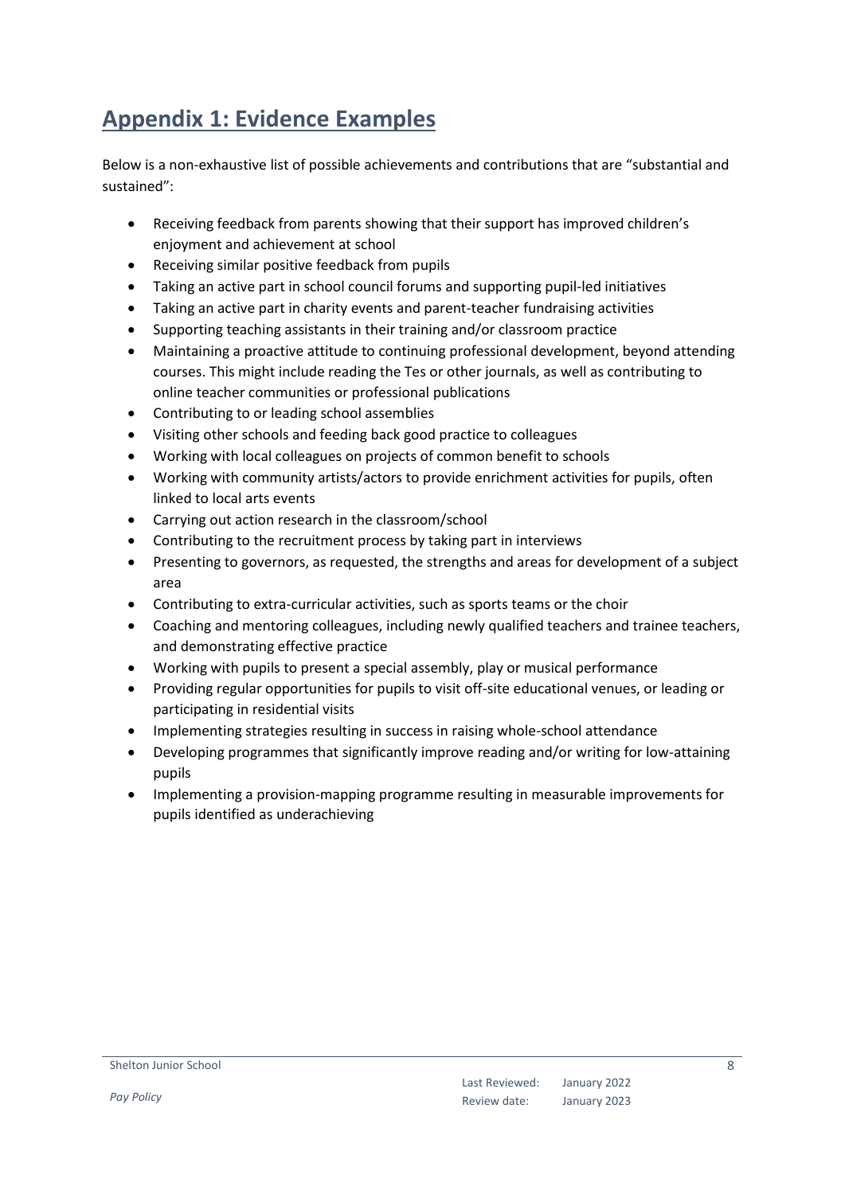## Appendix 1: Evidence Examples

Below is a non-exhaustive list of possible achievements and contributions that are "substantial and sustained":

- Receiving feedback from parents showing that their support has improved children's enjoyment and achievement at school
- Receiving similar positive feedback from pupils
- Taking an active part in school council forums and supporting pupil-led initiatives
- Taking an active part in charity events and parent-teacher fundraising activities
- Supporting teaching assistants in their training and/or classroom practice
- Maintaining a proactive attitude to continuing professional development, beyond attending courses. This might include reading the Tes or other journals, as well as contributing to online teacher communities or professional publications
- Contributing to or leading school assemblies
- Visiting other schools and feeding back good practice to colleagues
- Working with local colleagues on projects of common benefit to schools
- Working with community artists/actors to provide enrichment activities for pupils, often linked to local arts events
- Carrying out action research in the classroom/school
- Contributing to the recruitment process by taking part in interviews
- Presenting to governors, as requested, the strengths and areas for development of a subject area
- Contributing to extra-curricular activities, such as sports teams or the choir
- Coaching and mentoring colleagues, including newly qualified teachers and trainee teachers, and demonstrating effective practice
- Working with pupils to present a special assembly, play or musical performance
- Providing regular opportunities for pupils to visit off-site educational venues, or leading or participating in residential visits
- Implementing strategies resulting in success in raising whole-school attendance
- Developing programmes that significantly improve reading and/or writing for low-attaining pupils
- Implementing a provision-mapping programme resulting in measurable improvements for pupils identified as underachieving